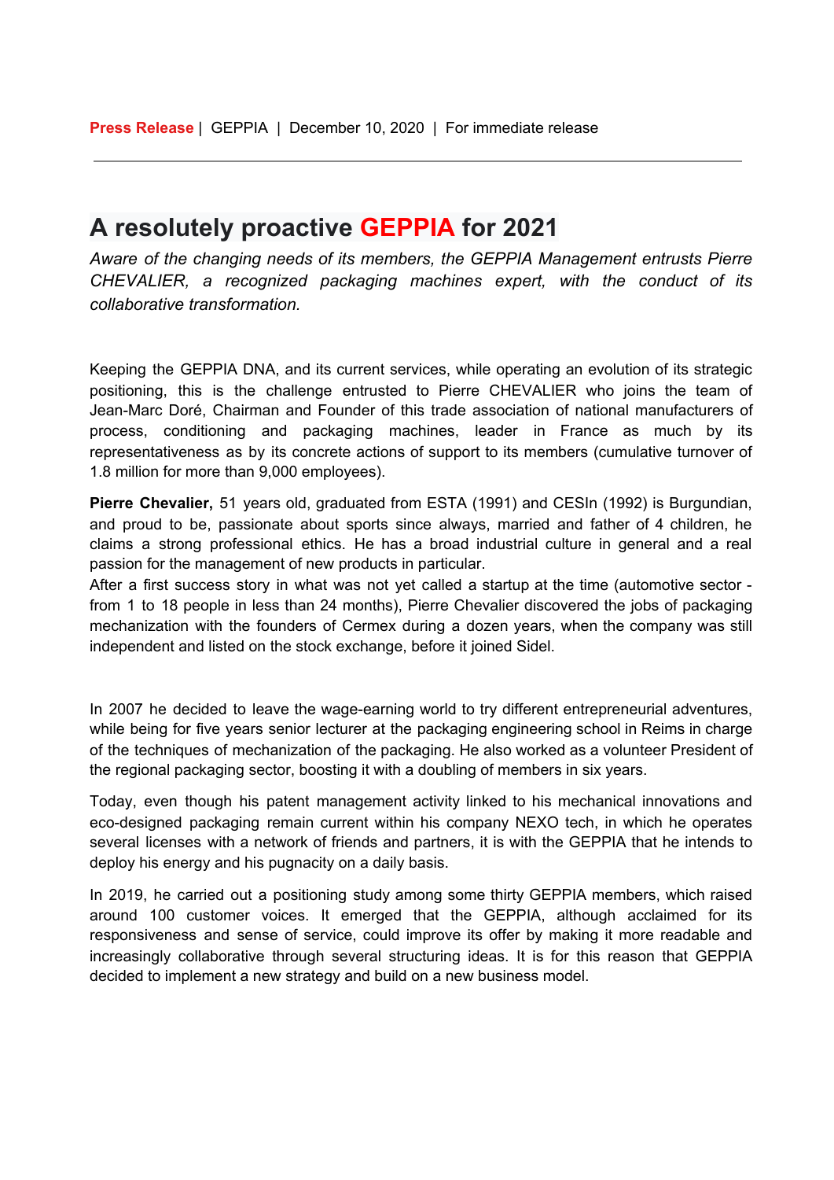**Press Release** | GEPPIA | December 10, 2020 | For immediate release

---

# A resolutely proactive GEPPIA for 2021

*Aware of the changing needs of its members, the GEPPIA Management entrusts Pierre CHEVALIER, a recognized packaging machines expert, with the conduct of its collaborative transformation.*

Keeping the GEPPIA DNA, and its current services, while operating an evolution of its strategic positioning, this is the challenge entrusted to Pierre CHEVALIER who joins the team of Jean-Marc Doré, Chairman and Founder of this trade association of national manufacturers of process, conditioning and packaging machines, leader in France as much by its representativeness as by its concrete actions of support to its members (cumulative turnover of 1.8 million for more than 9,000 employees).

**Pierre Chevalier,** 51 years old, graduated from ESTA (1991) and CESIn (1992) is Burgundian, and proud to be, passionate about sports since always, married and father of 4 children, he claims a strong professional ethics. He has a broad industrial culture in general and a real passion for the management of new products in particular.
After a first success story in what was not yet called a startup at the time (automotive sector - from 1 to 18 people in less than 24 months), Pierre Chevalier discovered the jobs of packaging mechanization with the founders of Cermex during a dozen years, when the company was still independent and listed on the stock exchange, before it joined Sidel.

In 2007 he decided to leave the wage-earning world to try different entrepreneurial adventures, while being for five years senior lecturer at the packaging engineering school in Reims in charge of the techniques of mechanization of the packaging. He also worked as a volunteer President of the regional packaging sector, boosting it with a doubling of members in six years.

Today, even though his patent management activity linked to his mechanical innovations and eco-designed packaging remain current within his company NEXO tech, in which he operates several licenses with a network of friends and partners, it is with the GEPPIA that he intends to deploy his energy and his pugnacity on a daily basis.

In 2019, he carried out a positioning study among some thirty GEPPIA members, which raised around 100 customer voices. It emerged that the GEPPIA, although acclaimed for its responsiveness and sense of service, could improve its offer by making it more readable and increasingly collaborative through several structuring ideas. It is for this reason that GEPPIA decided to implement a new strategy and build on a new business model.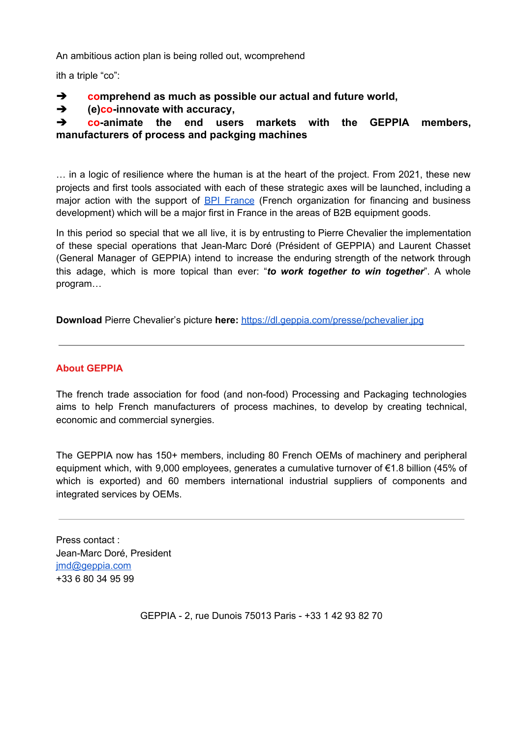An ambitious action plan is being rolled out, wcomprehend

ith a triple “co”:

- ➔ **comprehend as much as possible our actual and future world,**
- ➔ **(e)co-innovate with accuracy,**
- ➔ **co-animate the end users markets with the GEPPIA members, manufacturers of process and packging machines**

… in a logic of resilience where the human is at the heart of the project. From 2021, these new projects and first tools associated with each of these strategic axes will be launched, including a major action with the support of BPI France (French organization for financing and business development) which will be a major first in France in the areas of B2B equipment goods.

In this period so special that we all live, it is by entrusting to Pierre Chevalier the implementation of these special operations that Jean-Marc Doré (Président of GEPPIA) and Laurent Chasset (General Manager of GEPPIA) intend to increase the enduring strength of the network through this adage, which is more topical than ever: “***to work together to win together***”. A whole program…

**Download** Pierre Chevalier’s picture **here:** https://dl.geppia.com/presse/pchevalier.jpg

---

## About GEPPIA

The french trade association for food (and non-food) Processing and Packaging technologies aims to help French manufacturers of process machines, to develop by creating technical, economic and commercial synergies.

The GEPPIA now has 150+ members, including 80 French OEMs of machinery and peripheral equipment which, with 9,000 employees, generates a cumulative turnover of €1.8 billion (45% of which is exported) and 60 members international industrial suppliers of components and integrated services by OEMs.

---

Press contact :
Jean-Marc Doré, President
jmd@geppia.com
+33 6 80 34 95 99

GEPPIA - 2, rue Dunois 75013 Paris - +33 1 42 93 82 70